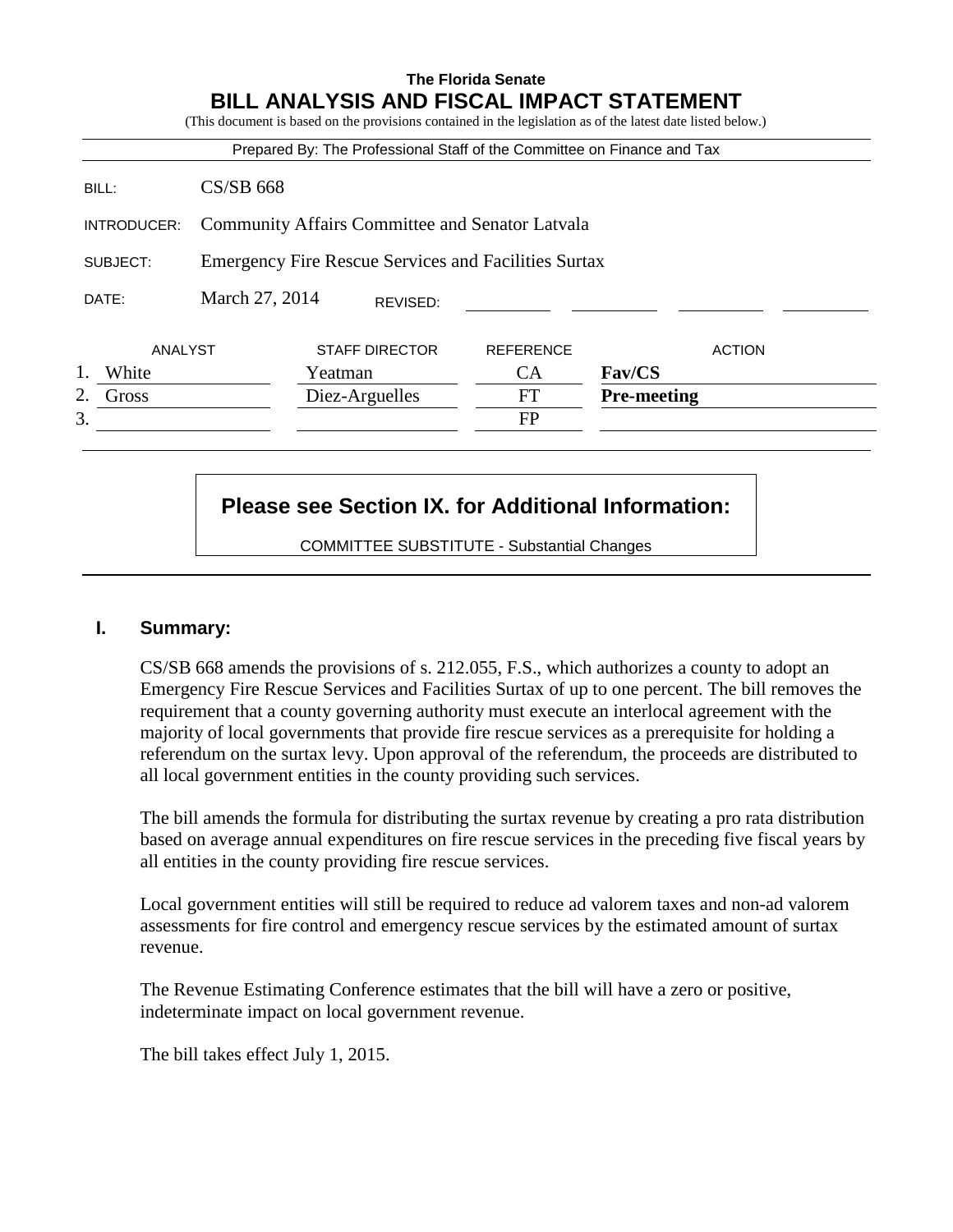**The Florida Senate**

# BILL ANALYSIS AND FISCAL IMPACT STATEMENT

(This document is based on the provisions contained in the legislation as of the latest date listed below.)

Prepared By: The Professional Staff of the Committee on Finance and Tax

| | |
|---|---|
| BILL: | CS/SB 668 |
| INTRODUCER: | Community Affairs Committee and Senator Latvala |
| SUBJECT: | Emergency Fire Rescue Services and Facilities Surtax |
| DATE: | March 27, 2014 REVISED: |

| | ANALYST | STAFF DIRECTOR | REFERENCE | ACTION |
|---|---|---|---|---|
| 1. | White | Yeatman | CA | **Fav/CS** |
| 2. | Gross | Diez-Arguelles | FT | **Pre-meeting** |
| 3. | | | FP | |

**Please see Section IX. for Additional Information:**

COMMITTEE SUBSTITUTE - Substantial Changes

## I. Summary:

CS/SB 668 amends the provisions of s. 212.055, F.S., which authorizes a county to adopt an Emergency Fire Rescue Services and Facilities Surtax of up to one percent. The bill removes the requirement that a county governing authority must execute an interlocal agreement with the majority of local governments that provide fire rescue services as a prerequisite for holding a referendum on the surtax levy. Upon approval of the referendum, the proceeds are distributed to all local government entities in the county providing such services.

The bill amends the formula for distributing the surtax revenue by creating a pro rata distribution based on average annual expenditures on fire rescue services in the preceding five fiscal years by all entities in the county providing fire rescue services.

Local government entities will still be required to reduce ad valorem taxes and non-ad valorem assessments for fire control and emergency rescue services by the estimated amount of surtax revenue.

The Revenue Estimating Conference estimates that the bill will have a zero or positive, indeterminate impact on local government revenue.

The bill takes effect July 1, 2015.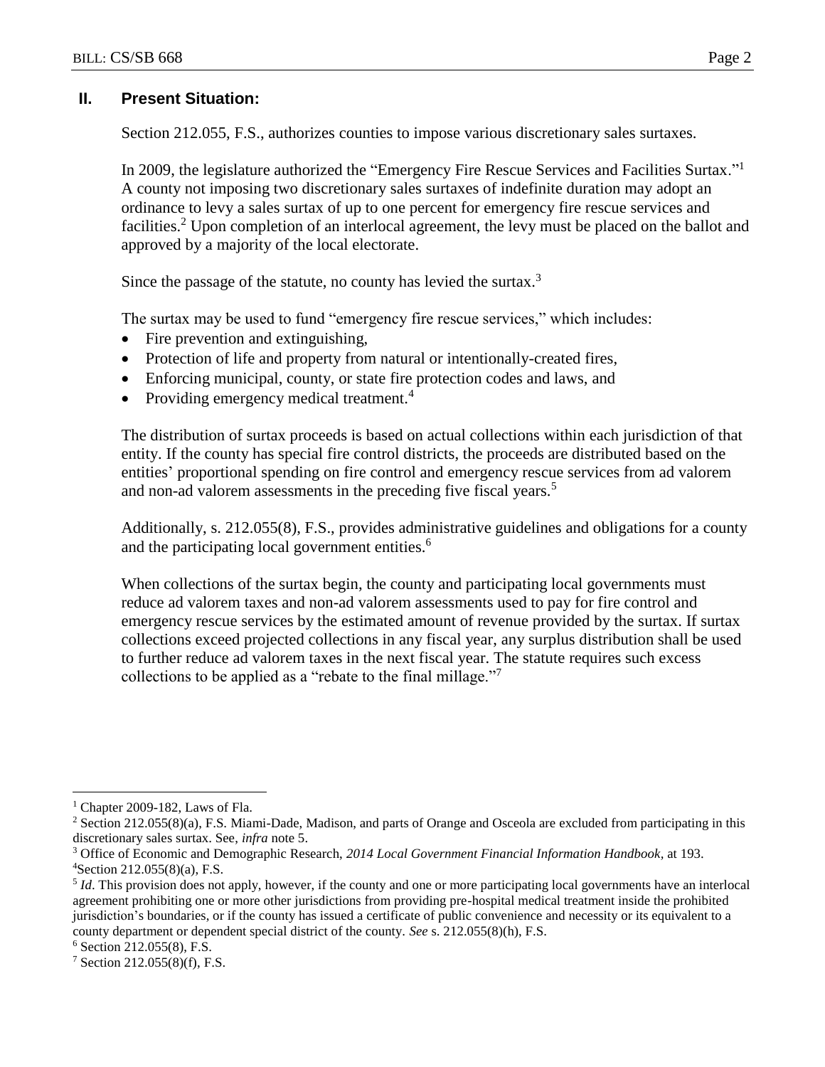## II. Present Situation:

Section 212.055, F.S., authorizes counties to impose various discretionary sales surtaxes.

In 2009, the legislature authorized the "Emergency Fire Rescue Services and Facilities Surtax."[1] A county not imposing two discretionary sales surtaxes of indefinite duration may adopt an ordinance to levy a sales surtax of up to one percent for emergency fire rescue services and facilities.[2] Upon completion of an interlocal agreement, the levy must be placed on the ballot and approved by a majority of the local electorate.

Since the passage of the statute, no county has levied the surtax.[3]

The surtax may be used to fund "emergency fire rescue services," which includes:

- Fire prevention and extinguishing,
- Protection of life and property from natural or intentionally-created fires,
- Enforcing municipal, county, or state fire protection codes and laws, and
- Providing emergency medical treatment.[4]

The distribution of surtax proceeds is based on actual collections within each jurisdiction of that entity. If the county has special fire control districts, the proceeds are distributed based on the entities' proportional spending on fire control and emergency rescue services from ad valorem and non-ad valorem assessments in the preceding five fiscal years.[5]

Additionally, s. 212.055(8), F.S., provides administrative guidelines and obligations for a county and the participating local government entities.[6]

When collections of the surtax begin, the county and participating local governments must reduce ad valorem taxes and non-ad valorem assessments used to pay for fire control and emergency rescue services by the estimated amount of revenue provided by the surtax. If surtax collections exceed projected collections in any fiscal year, any surplus distribution shall be used to further reduce ad valorem taxes in the next fiscal year. The statute requires such excess collections to be applied as a "rebate to the final millage."[7]

---

[1] Chapter 2009-182, Laws of Fla.

[2] Section 212.055(8)(a), F.S. Miami-Dade, Madison, and parts of Orange and Osceola are excluded from participating in this discretionary sales surtax. See, *infra* note 5.

[3] Office of Economic and Demographic Research, *2014 Local Government Financial Information Handbook*, at 193.

[4] Section 212.055(8)(a), F.S.

[5] *Id*. This provision does not apply, however, if the county and one or more participating local governments have an interlocal agreement prohibiting one or more other jurisdictions from providing pre-hospital medical treatment inside the prohibited jurisdiction's boundaries, or if the county has issued a certificate of public convenience and necessity or its equivalent to a county department or dependent special district of the county. *See* s. 212.055(8)(h), F.S.

[6] Section 212.055(8), F.S.

[7] Section 212.055(8)(f), F.S.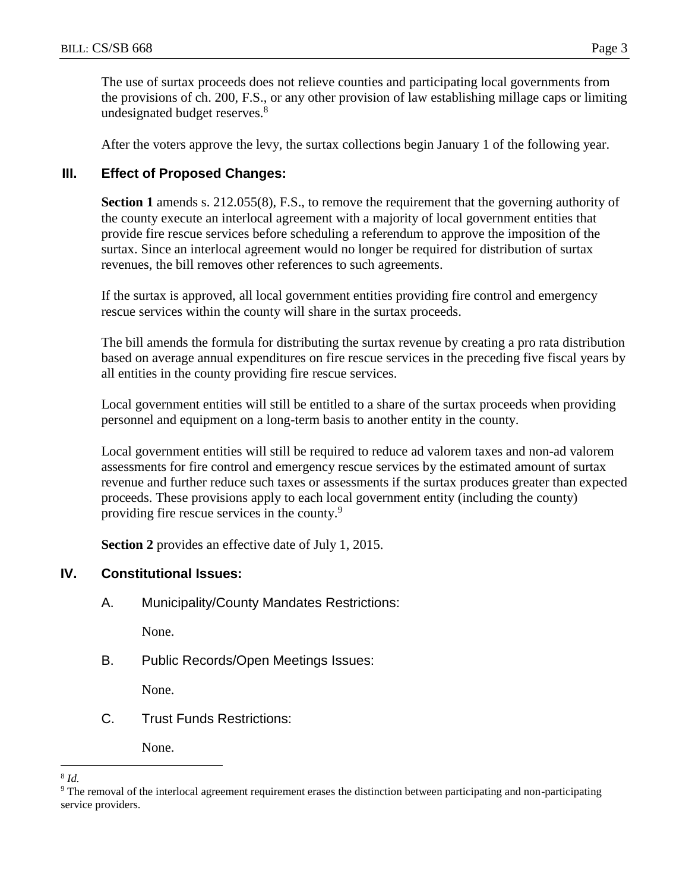The use of surtax proceeds does not relieve counties and participating local governments from the provisions of ch. 200, F.S., or any other provision of law establishing millage caps or limiting undesignated budget reserves.[8]

After the voters approve the levy, the surtax collections begin January 1 of the following year.

## III. Effect of Proposed Changes:

**Section 1** amends s. 212.055(8), F.S., to remove the requirement that the governing authority of the county execute an interlocal agreement with a majority of local government entities that provide fire rescue services before scheduling a referendum to approve the imposition of the surtax. Since an interlocal agreement would no longer be required for distribution of surtax revenues, the bill removes other references to such agreements.

If the surtax is approved, all local government entities providing fire control and emergency rescue services within the county will share in the surtax proceeds.

The bill amends the formula for distributing the surtax revenue by creating a pro rata distribution based on average annual expenditures on fire rescue services in the preceding five fiscal years by all entities in the county providing fire rescue services.

Local government entities will still be entitled to a share of the surtax proceeds when providing personnel and equipment on a long-term basis to another entity in the county.

Local government entities will still be required to reduce ad valorem taxes and non-ad valorem assessments for fire control and emergency rescue services by the estimated amount of surtax revenue and further reduce such taxes or assessments if the surtax produces greater than expected proceeds. These provisions apply to each local government entity (including the county) providing fire rescue services in the county.[9]

**Section 2** provides an effective date of July 1, 2015.

## IV. Constitutional Issues:

A. Municipality/County Mandates Restrictions:

None.

B. Public Records/Open Meetings Issues:

None.

C. Trust Funds Restrictions:

None.

---

[8] *Id.*

[9] The removal of the interlocal agreement requirement erases the distinction between participating and non-participating service providers.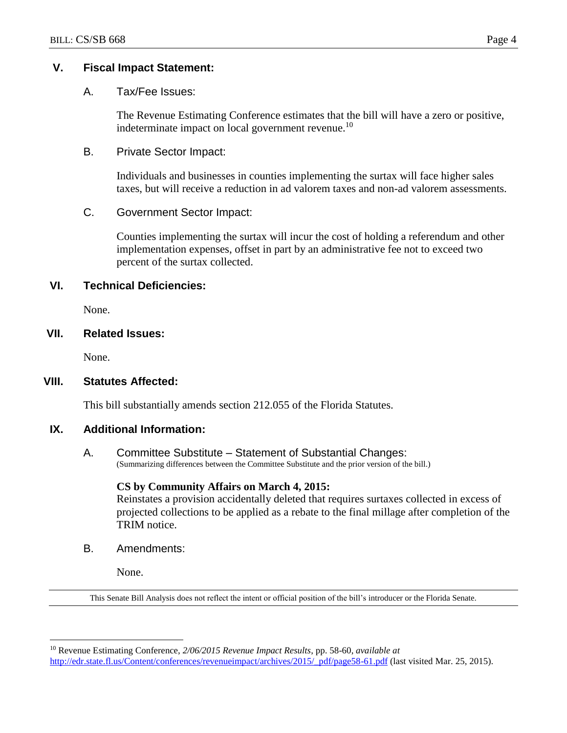## V. Fiscal Impact Statement:

### A. Tax/Fee Issues:

The Revenue Estimating Conference estimates that the bill will have a zero or positive, indeterminate impact on local government revenue.[10]

### B. Private Sector Impact:

Individuals and businesses in counties implementing the surtax will face higher sales taxes, but will receive a reduction in ad valorem taxes and non-ad valorem assessments.

### C. Government Sector Impact:

Counties implementing the surtax will incur the cost of holding a referendum and other implementation expenses, offset in part by an administrative fee not to exceed two percent of the surtax collected.

## VI. Technical Deficiencies:

None.

## VII. Related Issues:

None.

## VIII. Statutes Affected:

This bill substantially amends section 212.055 of the Florida Statutes.

## IX. Additional Information:

### A. Committee Substitute – Statement of Substantial Changes:

(Summarizing differences between the Committee Substitute and the prior version of the bill.)

**CS by Community Affairs on March 4, 2015:**

Reinstates a provision accidentally deleted that requires surtaxes collected in excess of projected collections to be applied as a rebate to the final millage after completion of the TRIM notice.

### B. Amendments:

None.

This Senate Bill Analysis does not reflect the intent or official position of the bill's introducer or the Florida Senate.

---

[10] Revenue Estimating Conference, *2/06/2015 Revenue Impact Results*, pp. 58-60, *available at* http://edr.state.fl.us/Content/conferences/revenueimpact/archives/2015/_pdf/page58-61.pdf (last visited Mar. 25, 2015).